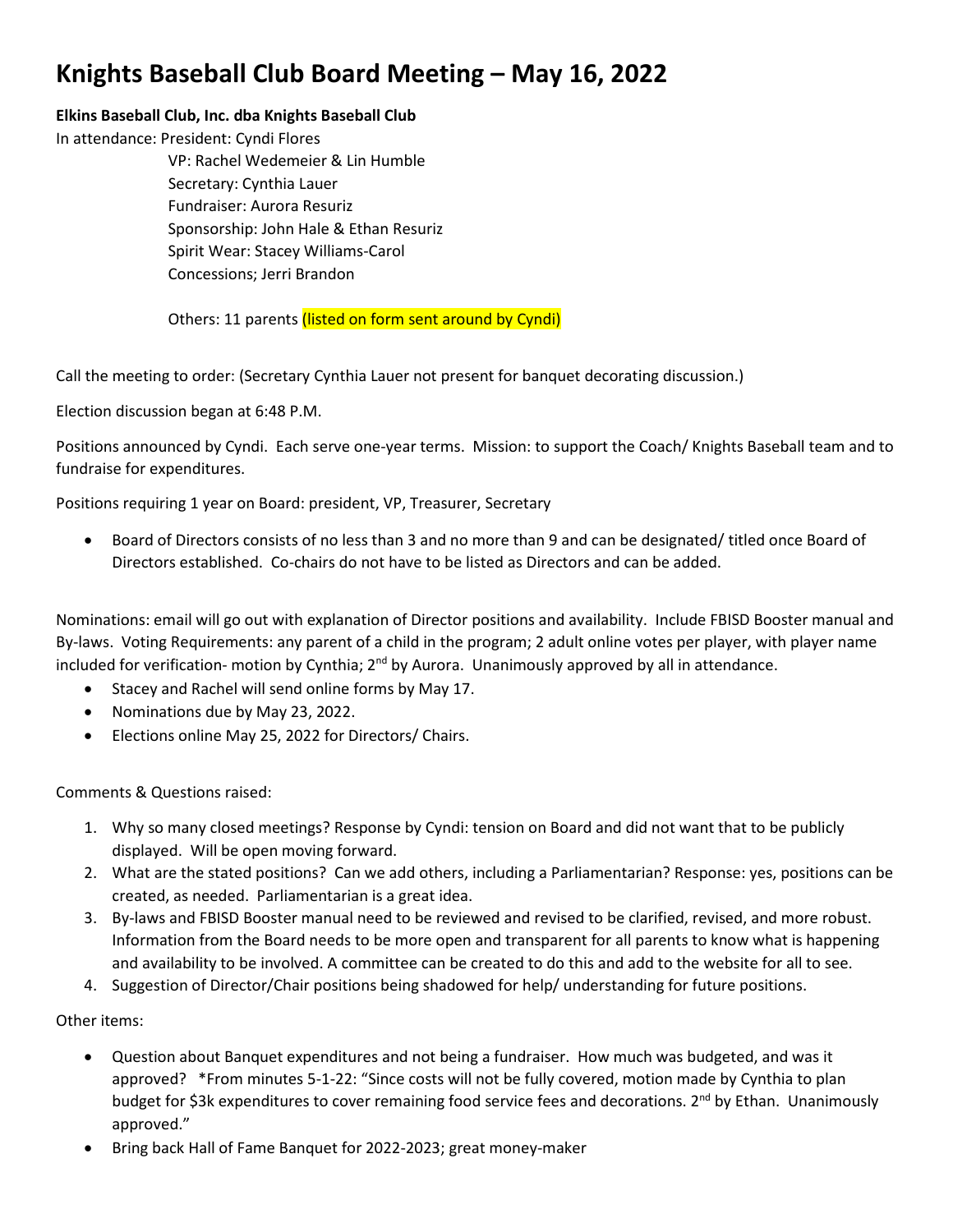# Knights Baseball Club Board Meeting – May 16, 2022

**Elkins Baseball Club, Inc. dba Knights Baseball Club**

In attendance: President: Cyndi Flores
VP: Rachel Wedemeier & Lin Humble
Secretary: Cynthia Lauer
Fundraiser: Aurora Resuriz
Sponsorship: John Hale & Ethan Resuriz
Spirit Wear: Stacey Williams-Carol
Concessions; Jerri Brandon

Others: 11 parents (listed on form sent around by Cyndi)

Call the meeting to order: (Secretary Cynthia Lauer not present for banquet decorating discussion.)

Election discussion began at 6:48 P.M.

Positions announced by Cyndi. Each serve one-year terms. Mission: to support the Coach/ Knights Baseball team and to fundraise for expenditures.

Positions requiring 1 year on Board: president, VP, Treasurer, Secretary

- Board of Directors consists of no less than 3 and no more than 9 and can be designated/ titled once Board of Directors established. Co-chairs do not have to be listed as Directors and can be added.

Nominations: email will go out with explanation of Director positions and availability. Include FBISD Booster manual and By-laws. Voting Requirements: any parent of a child in the program; 2 adult online votes per player, with player name included for verification- motion by Cynthia; 2nd by Aurora. Unanimously approved by all in attendance.

- Stacey and Rachel will send online forms by May 17.
- Nominations due by May 23, 2022.
- Elections online May 25, 2022 for Directors/ Chairs.

Comments & Questions raised:

1. Why so many closed meetings? Response by Cyndi: tension on Board and did not want that to be publicly displayed. Will be open moving forward.
2. What are the stated positions? Can we add others, including a Parliamentarian? Response: yes, positions can be created, as needed. Parliamentarian is a great idea.
3. By-laws and FBISD Booster manual need to be reviewed and revised to be clarified, revised, and more robust. Information from the Board needs to be more open and transparent for all parents to know what is happening and availability to be involved. A committee can be created to do this and add to the website for all to see.
4. Suggestion of Director/Chair positions being shadowed for help/ understanding for future positions.

Other items:

- Question about Banquet expenditures and not being a fundraiser. How much was budgeted, and was it approved? *From minutes 5-1-22: "Since costs will not be fully covered, motion made by Cynthia to plan budget for $3k expenditures to cover remaining food service fees and decorations. 2nd by Ethan. Unanimously approved."
- Bring back Hall of Fame Banquet for 2022-2023; great money-maker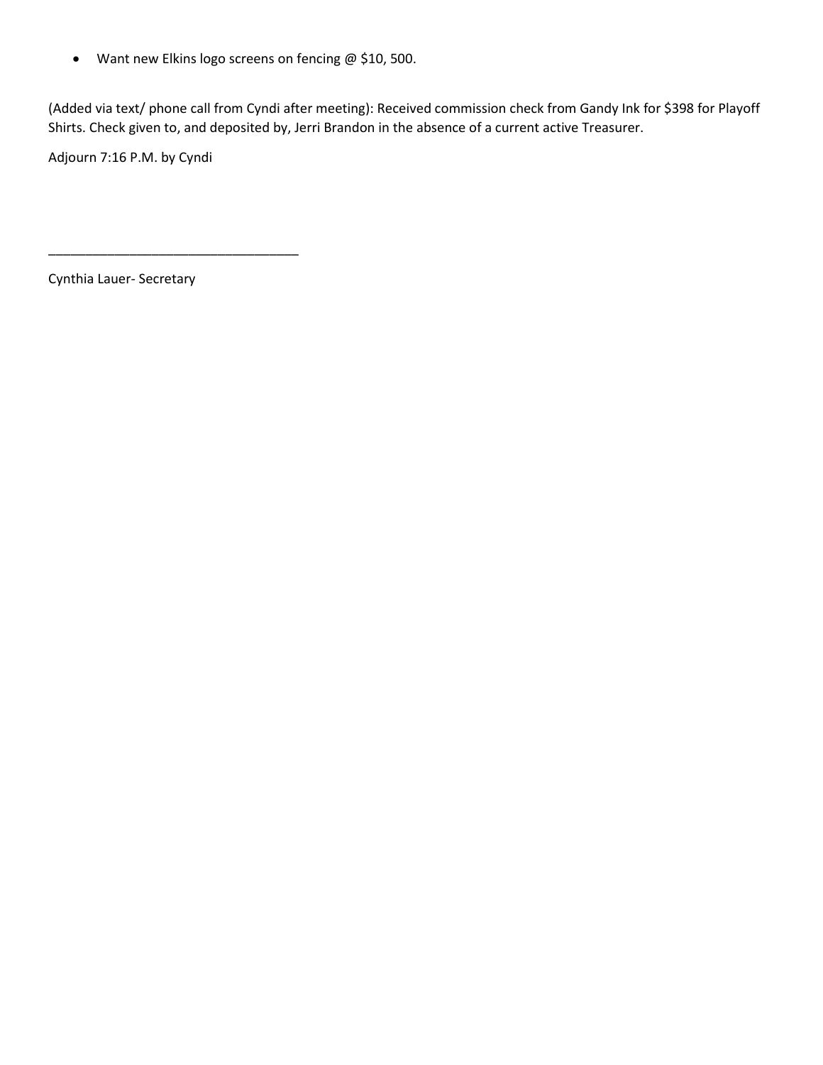- Want new Elkins logo screens on fencing @ $10, 500.

(Added via text/ phone call from Cyndi after meeting): Received commission check from Gandy Ink for $398 for Playoff Shirts. Check given to, and deposited by, Jerri Brandon in the absence of a current active Treasurer.

Adjourn 7:16 P.M. by Cyndi

_________________________________

Cynthia Lauer- Secretary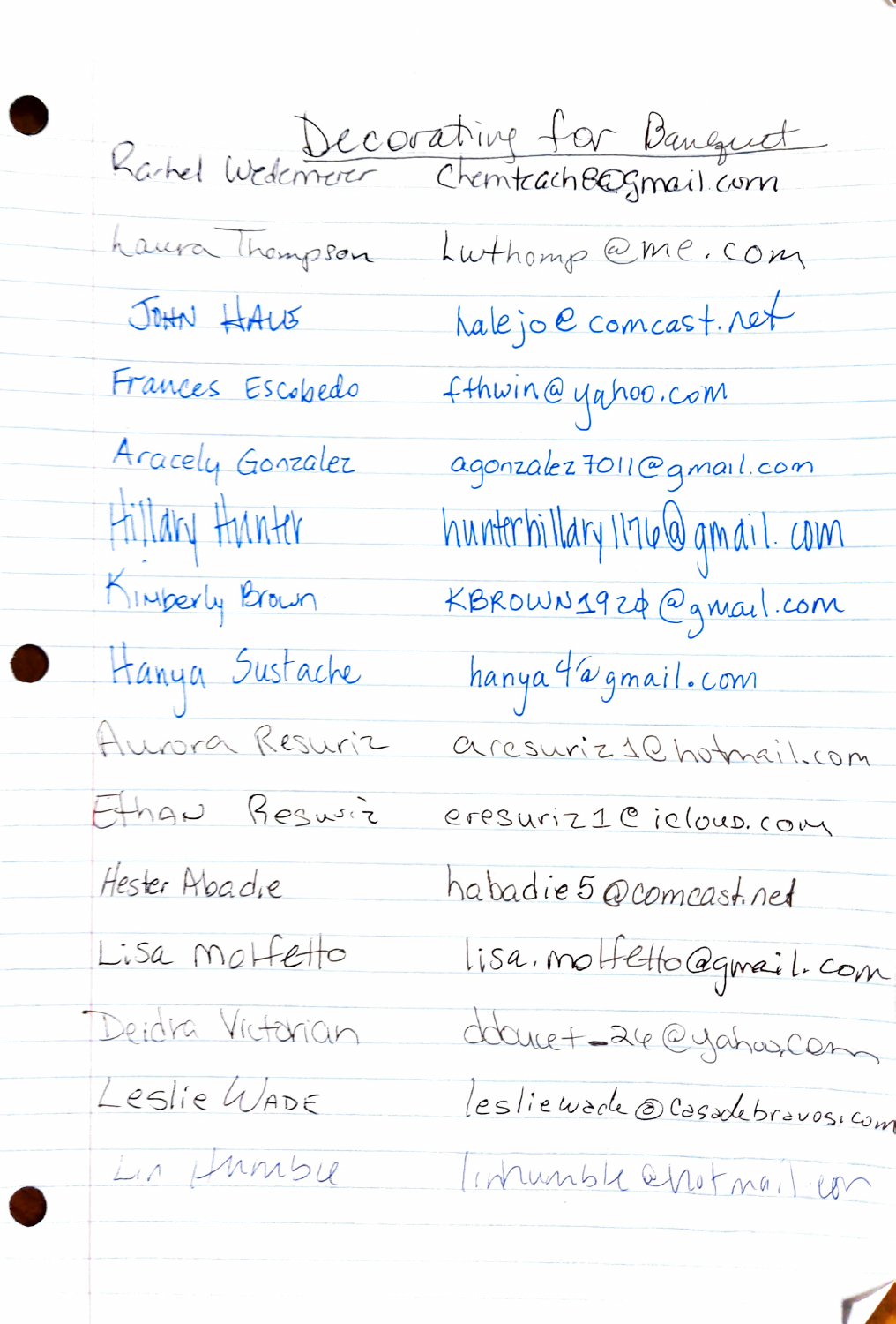# Decorating for Banquet

| | |
|---|---|
| Rachel Wedemeier | Chemteach8@gmail.com |
| Laura Thompson | Luthomp@me.com |
| JOHN HALE | halejo@comcast.net |
| Frances Escobedo | fthwin@yahoo.com |
| Aracely Gonzalez | agonzalez7011@gmail.com |
| Hillary Hunter | hunterhillary1176@gmail.com |
| Kimberly Brown | KBROWN1920@gmail.com |
| Hanya Sustache | hanya4@gmail.com |
| Aurora Resuriz | aresuriz1@hotmail.com |
| Ethan Resuriz | eresuriz1@icloud.com |
| Hester Abadie | habadie5@comcast.net |
| Lisa Molfetto | lisa.molfetto@gmail.com |
| Deidra Victorian | ddoucet_24@yahoo.com |
| Leslie WADE | lesliewade@casadebravos.com |
| Lin Humble | linhumble@hotmail.com |